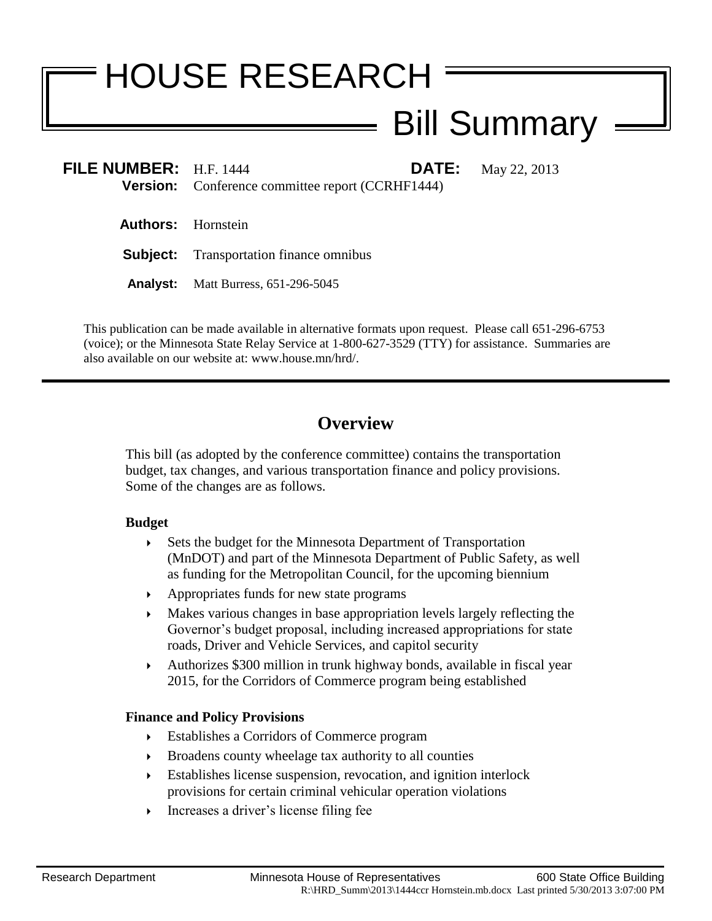# HOUSE RESEARCH

## Bill Summary

**FILE NUMBER:** H.F. 1444 **DATE:** May 22, 2013

**Version:** Conference committee report (CCRHF1444)

**Authors:** Hornstein

**Subject:** Transportation finance omnibus

**Analyst:** Matt Burress, 651-296-5045

This publication can be made available in alternative formats upon request. Please call 651-296-6753 (voice); or the Minnesota State Relay Service at 1-800-627-3529 (TTY) for assistance. Summaries are also available on our website at: www.house.mn/hrd/.

---

## Overview

This bill (as adopted by the conference committee) contains the transportation budget, tax changes, and various transportation finance and policy provisions. Some of the changes are as follows.

**Budget**

- Sets the budget for the Minnesota Department of Transportation (MnDOT) and part of the Minnesota Department of Public Safety, as well as funding for the Metropolitan Council, for the upcoming biennium
- Appropriates funds for new state programs
- Makes various changes in base appropriation levels largely reflecting the Governor's budget proposal, including increased appropriations for state roads, Driver and Vehicle Services, and capitol security
- Authorizes $300 million in trunk highway bonds, available in fiscal year 2015, for the Corridors of Commerce program being established

**Finance and Policy Provisions**

- Establishes a Corridors of Commerce program
- Broadens county wheelage tax authority to all counties
- Establishes license suspension, revocation, and ignition interlock provisions for certain criminal vehicular operation violations
- Increases a driver's license filing fee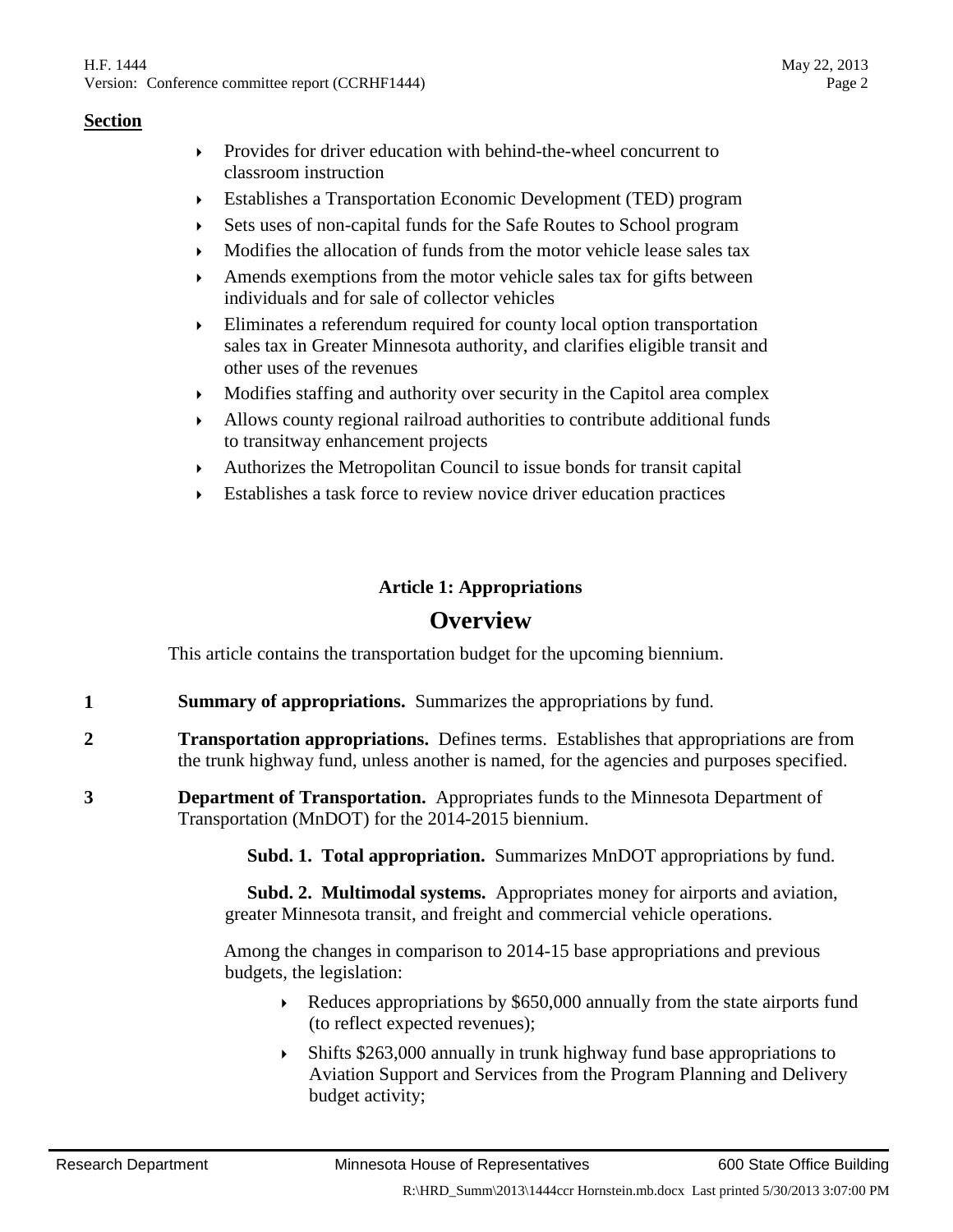**Section**

- Provides for driver education with behind-the-wheel concurrent to classroom instruction
- Establishes a Transportation Economic Development (TED) program
- Sets uses of non-capital funds for the Safe Routes to School program
- Modifies the allocation of funds from the motor vehicle lease sales tax
- Amends exemptions from the motor vehicle sales tax for gifts between individuals and for sale of collector vehicles
- Eliminates a referendum required for county local option transportation sales tax in Greater Minnesota authority, and clarifies eligible transit and other uses of the revenues
- Modifies staffing and authority over security in the Capitol area complex
- Allows county regional railroad authorities to contribute additional funds to transitway enhancement projects
- Authorizes the Metropolitan Council to issue bonds for transit capital
- Establishes a task force to review novice driver education practices

### Article 1: Appropriations

## Overview

This article contains the transportation budget for the upcoming biennium.

**1** **Summary of appropriations.** Summarizes the appropriations by fund.

**2** **Transportation appropriations.** Defines terms. Establishes that appropriations are from the trunk highway fund, unless another is named, for the agencies and purposes specified.

**3** **Department of Transportation.** Appropriates funds to the Minnesota Department of Transportation (MnDOT) for the 2014-2015 biennium.

**Subd. 1. Total appropriation.** Summarizes MnDOT appropriations by fund.

**Subd. 2. Multimodal systems.** Appropriates money for airports and aviation, greater Minnesota transit, and freight and commercial vehicle operations.

Among the changes in comparison to 2014-15 base appropriations and previous budgets, the legislation:

- Reduces appropriations by $650,000 annually from the state airports fund (to reflect expected revenues);
- Shifts $263,000 annually in trunk highway fund base appropriations to Aviation Support and Services from the Program Planning and Delivery budget activity;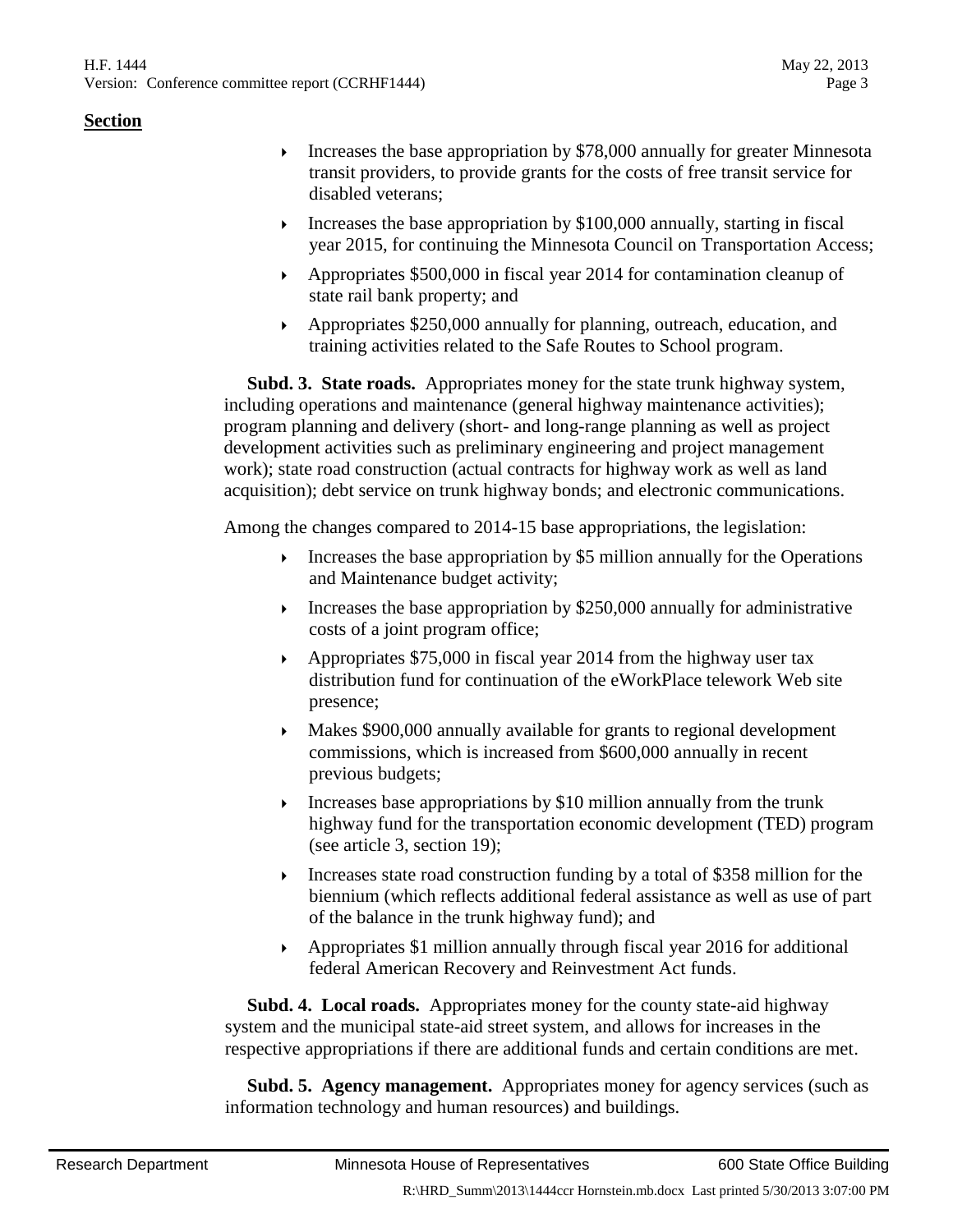**Section**

- Increases the base appropriation by $78,000 annually for greater Minnesota transit providers, to provide grants for the costs of free transit service for disabled veterans;
- Increases the base appropriation by $100,000 annually, starting in fiscal year 2015, for continuing the Minnesota Council on Transportation Access;
- Appropriates $500,000 in fiscal year 2014 for contamination cleanup of state rail bank property; and
- Appropriates $250,000 annually for planning, outreach, education, and training activities related to the Safe Routes to School program.

**Subd. 3. State roads.** Appropriates money for the state trunk highway system, including operations and maintenance (general highway maintenance activities); program planning and delivery (short- and long-range planning as well as project development activities such as preliminary engineering and project management work); state road construction (actual contracts for highway work as well as land acquisition); debt service on trunk highway bonds; and electronic communications.

Among the changes compared to 2014-15 base appropriations, the legislation:

- Increases the base appropriation by $5 million annually for the Operations and Maintenance budget activity;
- Increases the base appropriation by $250,000 annually for administrative costs of a joint program office;
- Appropriates $75,000 in fiscal year 2014 from the highway user tax distribution fund for continuation of the eWorkPlace telework Web site presence;
- Makes $900,000 annually available for grants to regional development commissions, which is increased from $600,000 annually in recent previous budgets;
- Increases base appropriations by $10 million annually from the trunk highway fund for the transportation economic development (TED) program (see article 3, section 19);
- Increases state road construction funding by a total of $358 million for the biennium (which reflects additional federal assistance as well as use of part of the balance in the trunk highway fund); and
- Appropriates $1 million annually through fiscal year 2016 for additional federal American Recovery and Reinvestment Act funds.

**Subd. 4. Local roads.** Appropriates money for the county state-aid highway system and the municipal state-aid street system, and allows for increases in the respective appropriations if there are additional funds and certain conditions are met.

**Subd. 5. Agency management.** Appropriates money for agency services (such as information technology and human resources) and buildings.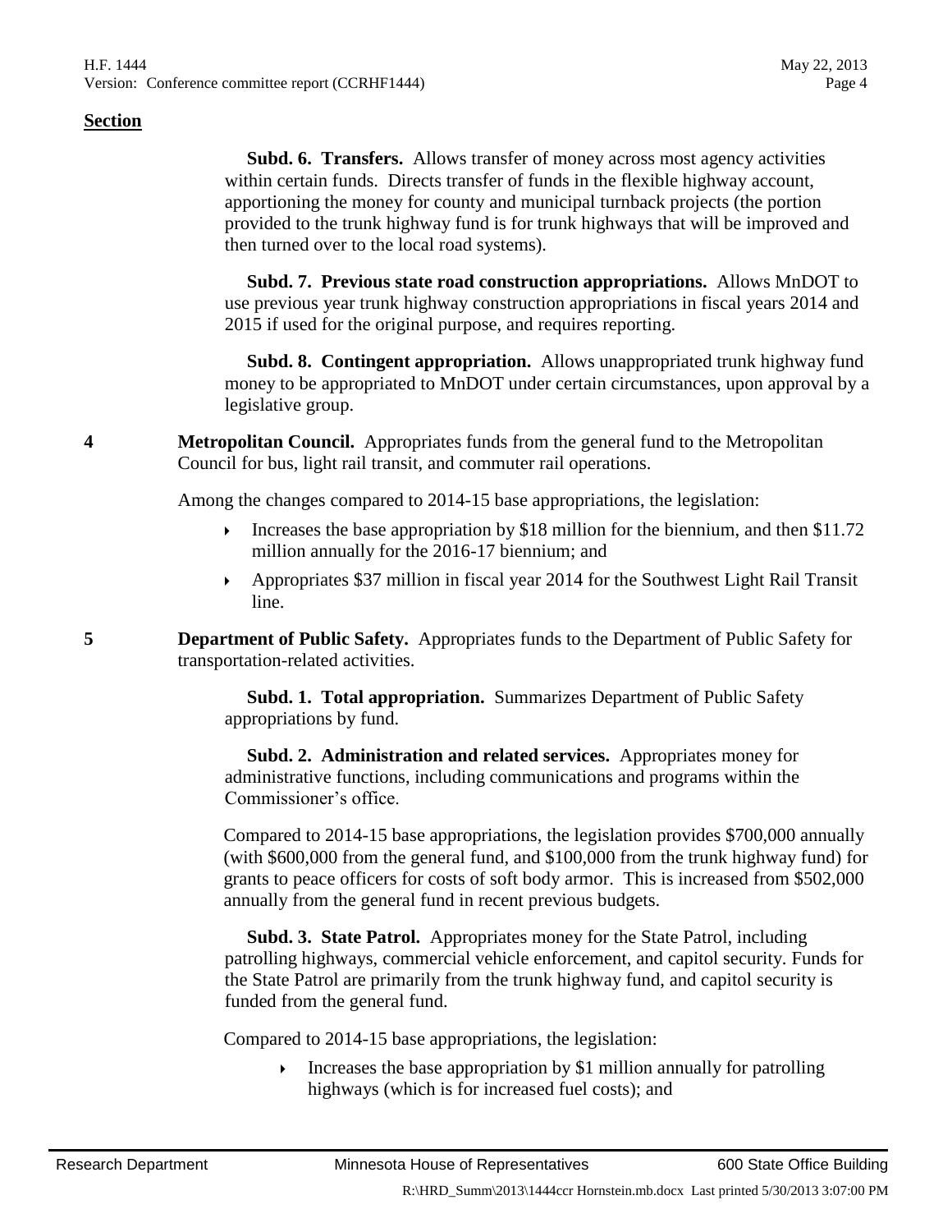**Section**

**Subd. 6. Transfers.** Allows transfer of money across most agency activities within certain funds. Directs transfer of funds in the flexible highway account, apportioning the money for county and municipal turnback projects (the portion provided to the trunk highway fund is for trunk highways that will be improved and then turned over to the local road systems).

**Subd. 7. Previous state road construction appropriations.** Allows MnDOT to use previous year trunk highway construction appropriations in fiscal years 2014 and 2015 if used for the original purpose, and requires reporting.

**Subd. 8. Contingent appropriation.** Allows unappropriated trunk highway fund money to be appropriated to MnDOT under certain circumstances, upon approval by a legislative group.

**4** **Metropolitan Council.** Appropriates funds from the general fund to the Metropolitan Council for bus, light rail transit, and commuter rail operations.

Among the changes compared to 2014-15 base appropriations, the legislation:

- Increases the base appropriation by $18 million for the biennium, and then $11.72 million annually for the 2016-17 biennium; and
- Appropriates $37 million in fiscal year 2014 for the Southwest Light Rail Transit line.

**5** **Department of Public Safety.** Appropriates funds to the Department of Public Safety for transportation-related activities.

**Subd. 1. Total appropriation.** Summarizes Department of Public Safety appropriations by fund.

**Subd. 2. Administration and related services.** Appropriates money for administrative functions, including communications and programs within the Commissioner's office.

Compared to 2014-15 base appropriations, the legislation provides $700,000 annually (with $600,000 from the general fund, and $100,000 from the trunk highway fund) for grants to peace officers for costs of soft body armor. This is increased from $502,000 annually from the general fund in recent previous budgets.

**Subd. 3. State Patrol.** Appropriates money for the State Patrol, including patrolling highways, commercial vehicle enforcement, and capitol security. Funds for the State Patrol are primarily from the trunk highway fund, and capitol security is funded from the general fund.

Compared to 2014-15 base appropriations, the legislation:

- Increases the base appropriation by $1 million annually for patrolling highways (which is for increased fuel costs); and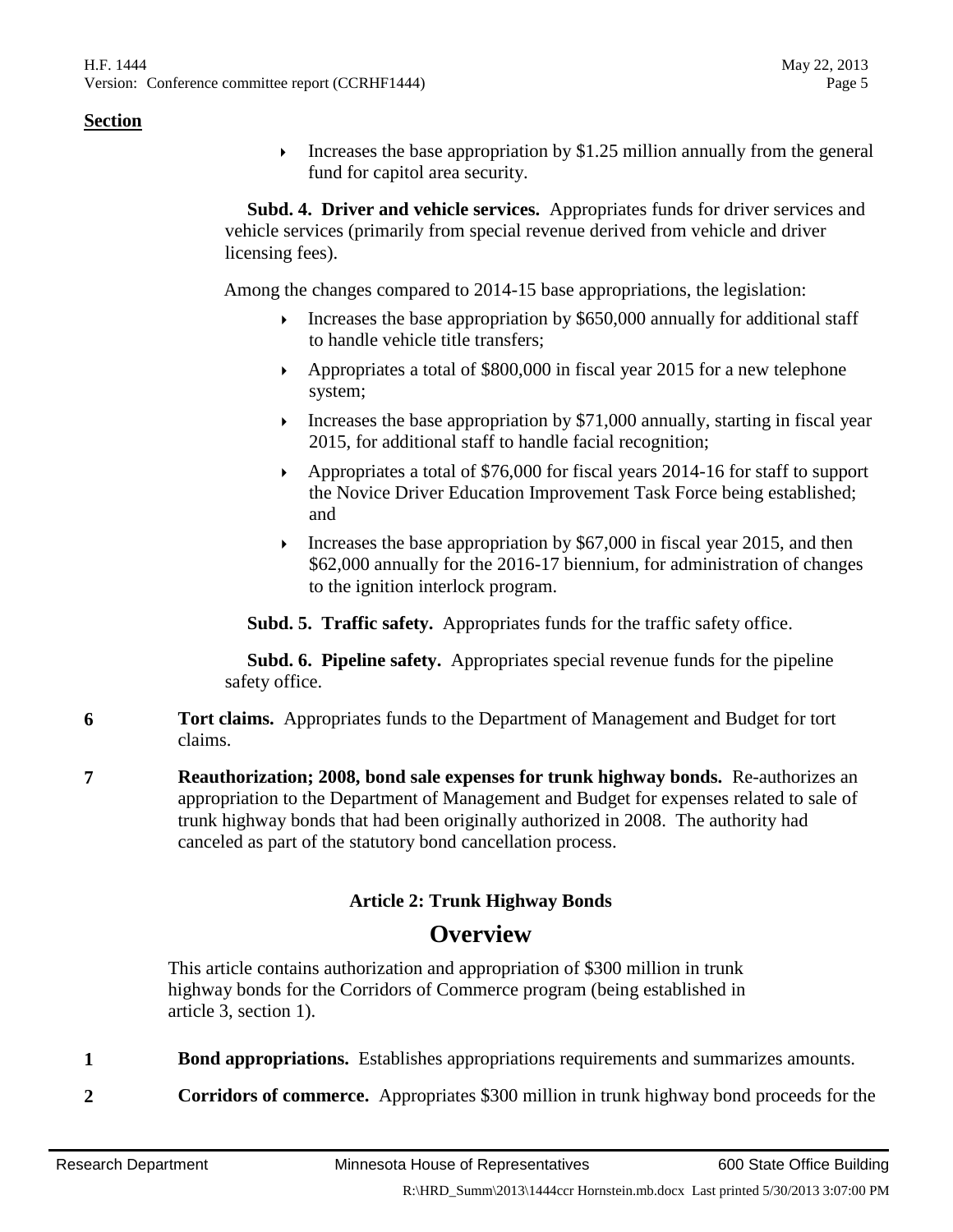**Section**

- Increases the base appropriation by $1.25 million annually from the general fund for capitol area security.

**Subd. 4. Driver and vehicle services.** Appropriates funds for driver services and vehicle services (primarily from special revenue derived from vehicle and driver licensing fees).

Among the changes compared to 2014-15 base appropriations, the legislation:

- Increases the base appropriation by $650,000 annually for additional staff to handle vehicle title transfers;
- Appropriates a total of $800,000 in fiscal year 2015 for a new telephone system;
- Increases the base appropriation by $71,000 annually, starting in fiscal year 2015, for additional staff to handle facial recognition;
- Appropriates a total of $76,000 for fiscal years 2014-16 for staff to support the Novice Driver Education Improvement Task Force being established; and
- Increases the base appropriation by $67,000 in fiscal year 2015, and then $62,000 annually for the 2016-17 biennium, for administration of changes to the ignition interlock program.

**Subd. 5. Traffic safety.** Appropriates funds for the traffic safety office.

**Subd. 6. Pipeline safety.** Appropriates special revenue funds for the pipeline safety office.

**6** **Tort claims.** Appropriates funds to the Department of Management and Budget for tort claims.

**7** **Reauthorization; 2008, bond sale expenses for trunk highway bonds.** Re-authorizes an appropriation to the Department of Management and Budget for expenses related to sale of trunk highway bonds that had been originally authorized in 2008. The authority had canceled as part of the statutory bond cancellation process.

### Article 2: Trunk Highway Bonds

## Overview

This article contains authorization and appropriation of $300 million in trunk highway bonds for the Corridors of Commerce program (being established in article 3, section 1).

**1** **Bond appropriations.** Establishes appropriations requirements and summarizes amounts.

**2** **Corridors of commerce.** Appropriates $300 million in trunk highway bond proceeds for the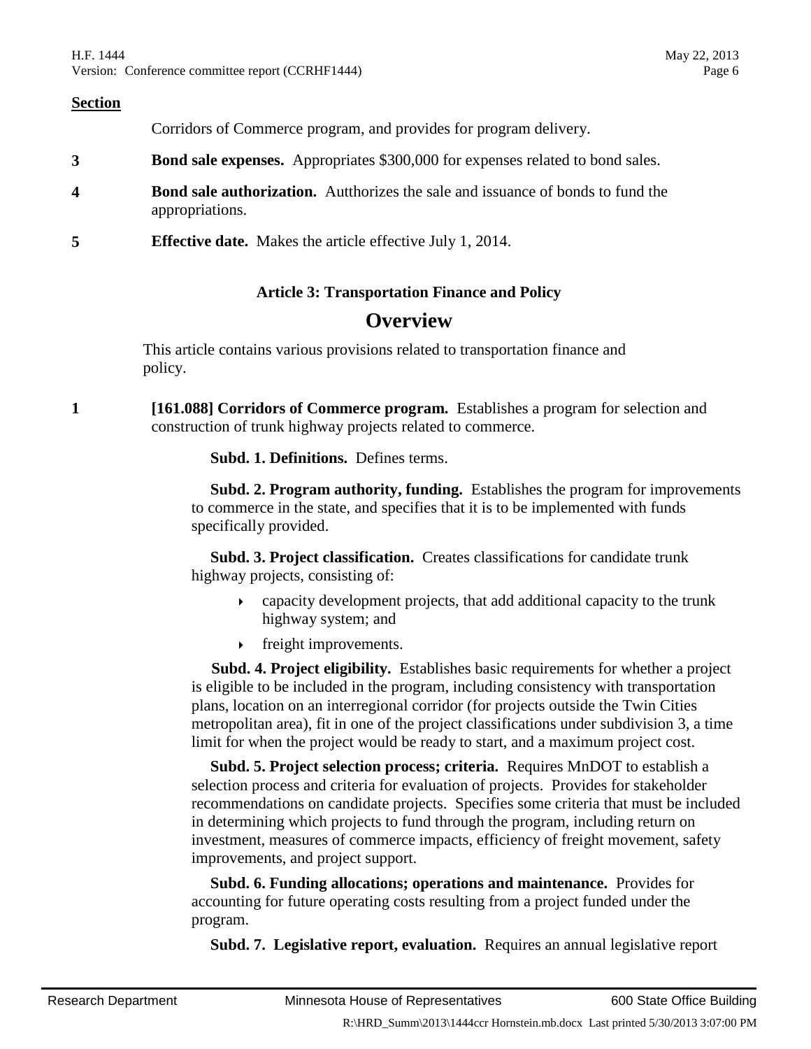**Section**

Corridors of Commerce program, and provides for program delivery.

**3** **Bond sale expenses.** Appropriates $300,000 for expenses related to bond sales.

**4** **Bond sale authorization.** Autthorizes the sale and issuance of bonds to fund the appropriations.

**5** **Effective date.** Makes the article effective July 1, 2014.

### Article 3: Transportation Finance and Policy

## Overview

This article contains various provisions related to transportation finance and policy.

**1** **[161.088] Corridors of Commerce program.** Establishes a program for selection and construction of trunk highway projects related to commerce.

**Subd. 1. Definitions.** Defines terms.

**Subd. 2. Program authority, funding.** Establishes the program for improvements to commerce in the state, and specifies that it is to be implemented with funds specifically provided.

**Subd. 3. Project classification.** Creates classifications for candidate trunk highway projects, consisting of:

- capacity development projects, that add additional capacity to the trunk highway system; and
- freight improvements.

**Subd. 4. Project eligibility.** Establishes basic requirements for whether a project is eligible to be included in the program, including consistency with transportation plans, location on an interregional corridor (for projects outside the Twin Cities metropolitan area), fit in one of the project classifications under subdivision 3, a time limit for when the project would be ready to start, and a maximum project cost.

**Subd. 5. Project selection process; criteria.** Requires MnDOT to establish a selection process and criteria for evaluation of projects. Provides for stakeholder recommendations on candidate projects. Specifies some criteria that must be included in determining which projects to fund through the program, including return on investment, measures of commerce impacts, efficiency of freight movement, safety improvements, and project support.

**Subd. 6. Funding allocations; operations and maintenance.** Provides for accounting for future operating costs resulting from a project funded under the program.

**Subd. 7. Legislative report, evaluation.** Requires an annual legislative report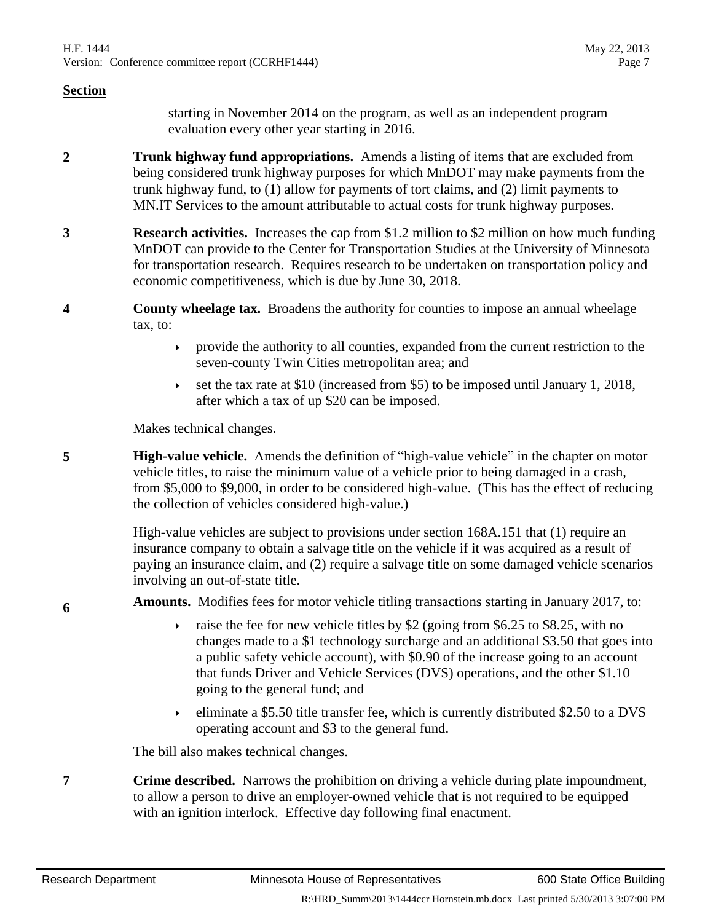**Section**

starting in November 2014 on the program, as well as an independent program evaluation every other year starting in 2016.

**2** **Trunk highway fund appropriations.** Amends a listing of items that are excluded from being considered trunk highway purposes for which MnDOT may make payments from the trunk highway fund, to (1) allow for payments of tort claims, and (2) limit payments to MN.IT Services to the amount attributable to actual costs for trunk highway purposes.

**3** **Research activities.** Increases the cap from $1.2 million to $2 million on how much funding MnDOT can provide to the Center for Transportation Studies at the University of Minnesota for transportation research. Requires research to be undertaken on transportation policy and economic competitiveness, which is due by June 30, 2018.

**4** **County wheelage tax.** Broadens the authority for counties to impose an annual wheelage tax, to:

- provide the authority to all counties, expanded from the current restriction to the seven-county Twin Cities metropolitan area; and
- set the tax rate at $10 (increased from $5) to be imposed until January 1, 2018, after which a tax of up $20 can be imposed.

Makes technical changes.

**5** **High-value vehicle.** Amends the definition of "high-value vehicle" in the chapter on motor vehicle titles, to raise the minimum value of a vehicle prior to being damaged in a crash, from $5,000 to $9,000, in order to be considered high-value. (This has the effect of reducing the collection of vehicles considered high-value.)

High-value vehicles are subject to provisions under section 168A.151 that (1) require an insurance company to obtain a salvage title on the vehicle if it was acquired as a result of paying an insurance claim, and (2) require a salvage title on some damaged vehicle scenarios involving an out-of-state title.

**6** **Amounts.** Modifies fees for motor vehicle titling transactions starting in January 2017, to:

- raise the fee for new vehicle titles by $2 (going from $6.25 to $8.25, with no changes made to a $1 technology surcharge and an additional $3.50 that goes into a public safety vehicle account), with $0.90 of the increase going to an account that funds Driver and Vehicle Services (DVS) operations, and the other $1.10 going to the general fund; and
- eliminate a $5.50 title transfer fee, which is currently distributed $2.50 to a DVS operating account and $3 to the general fund.

The bill also makes technical changes.

**7** **Crime described.** Narrows the prohibition on driving a vehicle during plate impoundment, to allow a person to drive an employer-owned vehicle that is not required to be equipped with an ignition interlock. Effective day following final enactment.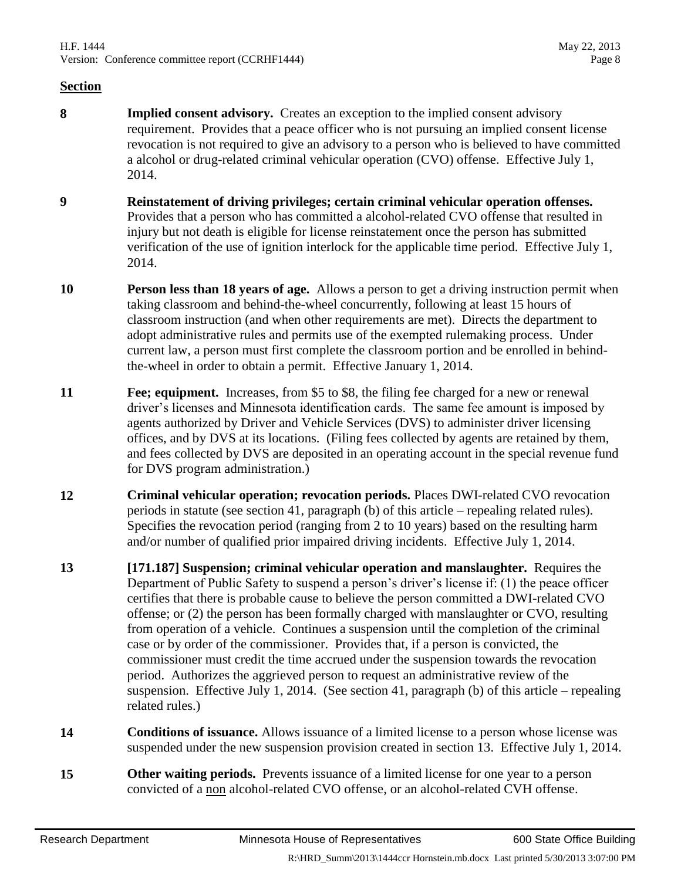**Section**

**8** **Implied consent advisory.** Creates an exception to the implied consent advisory requirement. Provides that a peace officer who is not pursuing an implied consent license revocation is not required to give an advisory to a person who is believed to have committed a alcohol or drug-related criminal vehicular operation (CVO) offense. Effective July 1, 2014.

**9** **Reinstatement of driving privileges; certain criminal vehicular operation offenses.** Provides that a person who has committed a alcohol-related CVO offense that resulted in injury but not death is eligible for license reinstatement once the person has submitted verification of the use of ignition interlock for the applicable time period. Effective July 1, 2014.

**10** **Person less than 18 years of age.** Allows a person to get a driving instruction permit when taking classroom and behind-the-wheel concurrently, following at least 15 hours of classroom instruction (and when other requirements are met). Directs the department to adopt administrative rules and permits use of the exempted rulemaking process. Under current law, a person must first complete the classroom portion and be enrolled in behind-the-wheel in order to obtain a permit. Effective January 1, 2014.

**11** **Fee; equipment.** Increases, from $5 to $8, the filing fee charged for a new or renewal driver's licenses and Minnesota identification cards. The same fee amount is imposed by agents authorized by Driver and Vehicle Services (DVS) to administer driver licensing offices, and by DVS at its locations. (Filing fees collected by agents are retained by them, and fees collected by DVS are deposited in an operating account in the special revenue fund for DVS program administration.)

**12** **Criminal vehicular operation; revocation periods.** Places DWI-related CVO revocation periods in statute (see section 41, paragraph (b) of this article – repealing related rules). Specifies the revocation period (ranging from 2 to 10 years) based on the resulting harm and/or number of qualified prior impaired driving incidents. Effective July 1, 2014.

**13** **[171.187] Suspension; criminal vehicular operation and manslaughter.** Requires the Department of Public Safety to suspend a person's driver's license if: (1) the peace officer certifies that there is probable cause to believe the person committed a DWI-related CVO offense; or (2) the person has been formally charged with manslaughter or CVO, resulting from operation of a vehicle. Continues a suspension until the completion of the criminal case or by order of the commissioner. Provides that, if a person is convicted, the commissioner must credit the time accrued under the suspension towards the revocation period. Authorizes the aggrieved person to request an administrative review of the suspension. Effective July 1, 2014. (See section 41, paragraph (b) of this article – repealing related rules.)

**14** **Conditions of issuance.** Allows issuance of a limited license to a person whose license was suspended under the new suspension provision created in section 13. Effective July 1, 2014.

**15** **Other waiting periods.** Prevents issuance of a limited license for one year to a person convicted of a <u>non</u> alcohol-related CVO offense, or an alcohol-related CVH offense.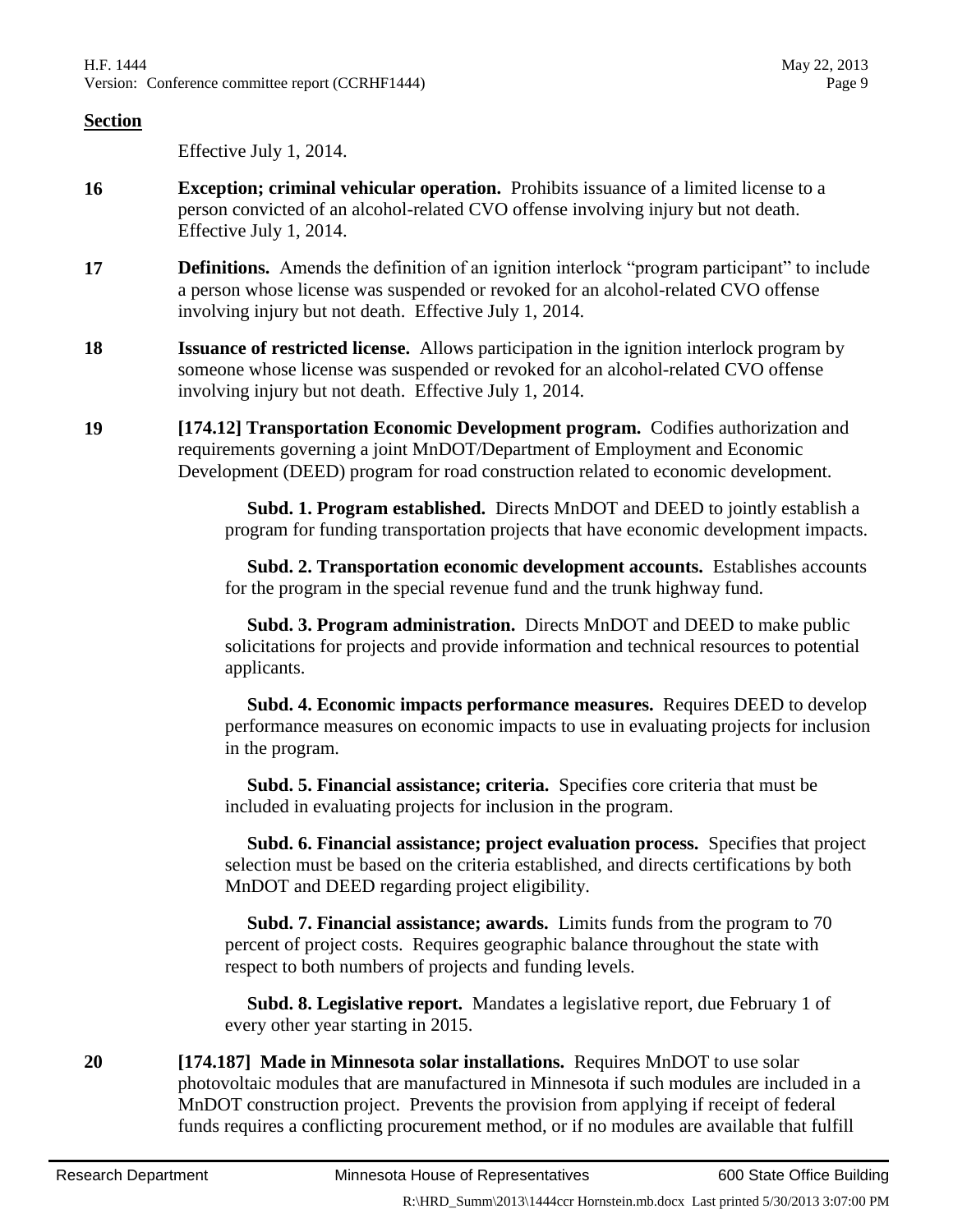**Section**

Effective July 1, 2014.

**16** **Exception; criminal vehicular operation.** Prohibits issuance of a limited license to a person convicted of an alcohol-related CVO offense involving injury but not death. Effective July 1, 2014.

**17** **Definitions.** Amends the definition of an ignition interlock "program participant" to include a person whose license was suspended or revoked for an alcohol-related CVO offense involving injury but not death. Effective July 1, 2014.

**18** **Issuance of restricted license.** Allows participation in the ignition interlock program by someone whose license was suspended or revoked for an alcohol-related CVO offense involving injury but not death. Effective July 1, 2014.

**19** **[174.12] Transportation Economic Development program.** Codifies authorization and requirements governing a joint MnDOT/Department of Employment and Economic Development (DEED) program for road construction related to economic development.

**Subd. 1. Program established.** Directs MnDOT and DEED to jointly establish a program for funding transportation projects that have economic development impacts.

**Subd. 2. Transportation economic development accounts.** Establishes accounts for the program in the special revenue fund and the trunk highway fund.

**Subd. 3. Program administration.** Directs MnDOT and DEED to make public solicitations for projects and provide information and technical resources to potential applicants.

**Subd. 4. Economic impacts performance measures.** Requires DEED to develop performance measures on economic impacts to use in evaluating projects for inclusion in the program.

**Subd. 5. Financial assistance; criteria.** Specifies core criteria that must be included in evaluating projects for inclusion in the program.

**Subd. 6. Financial assistance; project evaluation process.** Specifies that project selection must be based on the criteria established, and directs certifications by both MnDOT and DEED regarding project eligibility.

**Subd. 7. Financial assistance; awards.** Limits funds from the program to 70 percent of project costs. Requires geographic balance throughout the state with respect to both numbers of projects and funding levels.

**Subd. 8. Legislative report.** Mandates a legislative report, due February 1 of every other year starting in 2015.

**20** **[174.187] Made in Minnesota solar installations.** Requires MnDOT to use solar photovoltaic modules that are manufactured in Minnesota if such modules are included in a MnDOT construction project. Prevents the provision from applying if receipt of federal funds requires a conflicting procurement method, or if no modules are available that fulfill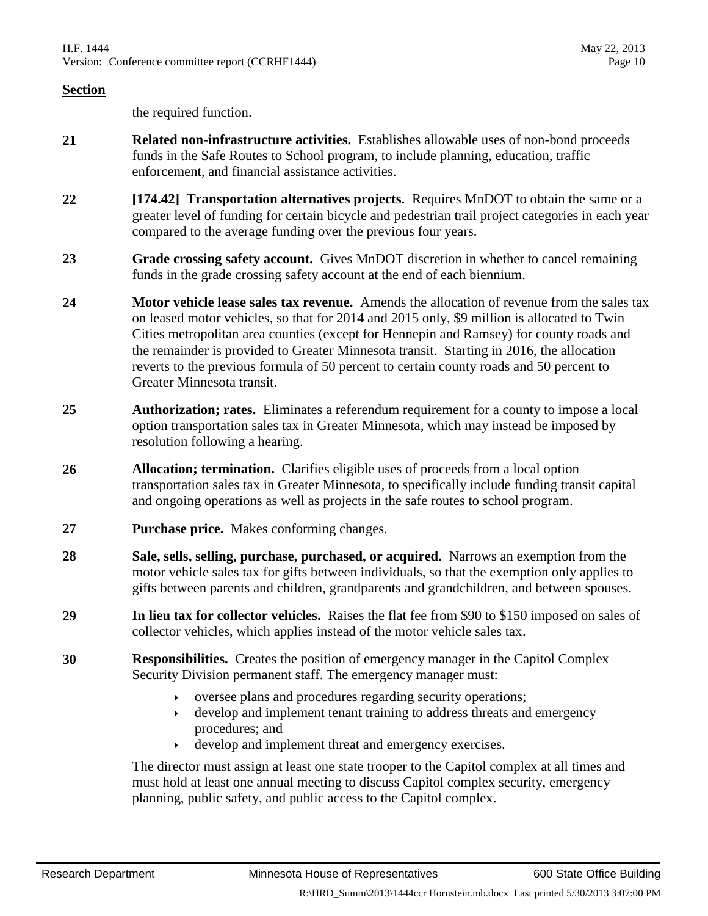**Section**

the required function.

**21** **Related non-infrastructure activities.** Establishes allowable uses of non-bond proceeds funds in the Safe Routes to School program, to include planning, education, traffic enforcement, and financial assistance activities.

**22** **[174.42] Transportation alternatives projects.** Requires MnDOT to obtain the same or a greater level of funding for certain bicycle and pedestrian trail project categories in each year compared to the average funding over the previous four years.

**23** **Grade crossing safety account.** Gives MnDOT discretion in whether to cancel remaining funds in the grade crossing safety account at the end of each biennium.

**24** **Motor vehicle lease sales tax revenue.** Amends the allocation of revenue from the sales tax on leased motor vehicles, so that for 2014 and 2015 only, $9 million is allocated to Twin Cities metropolitan area counties (except for Hennepin and Ramsey) for county roads and the remainder is provided to Greater Minnesota transit. Starting in 2016, the allocation reverts to the previous formula of 50 percent to certain county roads and 50 percent to Greater Minnesota transit.

**25** **Authorization; rates.** Eliminates a referendum requirement for a county to impose a local option transportation sales tax in Greater Minnesota, which may instead be imposed by resolution following a hearing.

**26** **Allocation; termination.** Clarifies eligible uses of proceeds from a local option transportation sales tax in Greater Minnesota, to specifically include funding transit capital and ongoing operations as well as projects in the safe routes to school program.

**27** **Purchase price.** Makes conforming changes.

**28** **Sale, sells, selling, purchase, purchased, or acquired.** Narrows an exemption from the motor vehicle sales tax for gifts between individuals, so that the exemption only applies to gifts between parents and children, grandparents and grandchildren, and between spouses.

**29** **In lieu tax for collector vehicles.** Raises the flat fee from $90 to $150 imposed on sales of collector vehicles, which applies instead of the motor vehicle sales tax.

**30** **Responsibilities.** Creates the position of emergency manager in the Capitol Complex Security Division permanent staff. The emergency manager must:

- oversee plans and procedures regarding security operations;
- develop and implement tenant training to address threats and emergency procedures; and
- develop and implement threat and emergency exercises.

The director must assign at least one state trooper to the Capitol complex at all times and must hold at least one annual meeting to discuss Capitol complex security, emergency planning, public safety, and public access to the Capitol complex.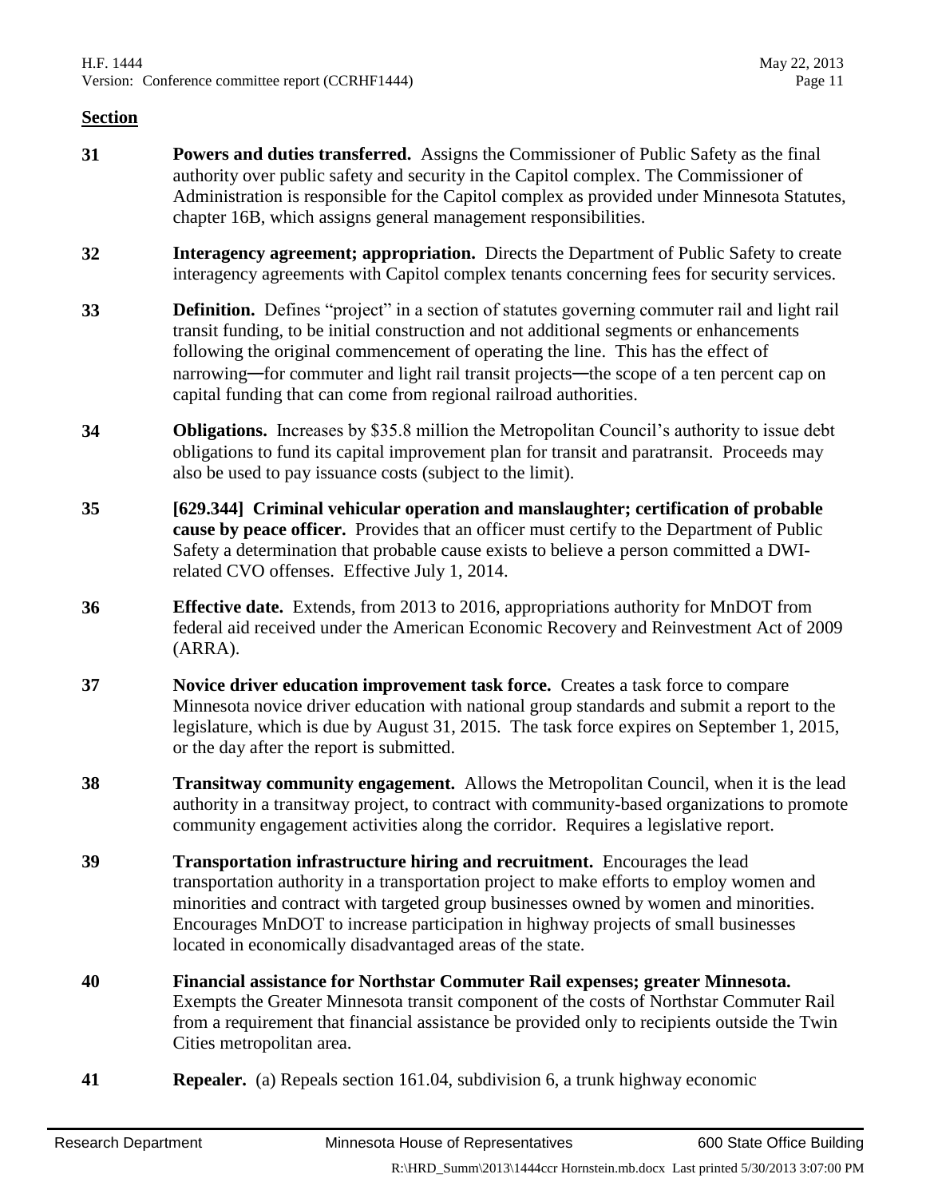## Section

**31** **Powers and duties transferred.** Assigns the Commissioner of Public Safety as the final authority over public safety and security in the Capitol complex. The Commissioner of Administration is responsible for the Capitol complex as provided under Minnesota Statutes, chapter 16B, which assigns general management responsibilities.

**32** **Interagency agreement; appropriation.** Directs the Department of Public Safety to create interagency agreements with Capitol complex tenants concerning fees for security services.

**33** **Definition.** Defines "project" in a section of statutes governing commuter rail and light rail transit funding, to be initial construction and not additional segments or enhancements following the original commencement of operating the line. This has the effect of narrowing—for commuter and light rail transit projects—the scope of a ten percent cap on capital funding that can come from regional railroad authorities.

**34** **Obligations.** Increases by $35.8 million the Metropolitan Council's authority to issue debt obligations to fund its capital improvement plan for transit and paratransit. Proceeds may also be used to pay issuance costs (subject to the limit).

**35** **[629.344] Criminal vehicular operation and manslaughter; certification of probable cause by peace officer.** Provides that an officer must certify to the Department of Public Safety a determination that probable cause exists to believe a person committed a DWI-related CVO offenses. Effective July 1, 2014.

**36** **Effective date.** Extends, from 2013 to 2016, appropriations authority for MnDOT from federal aid received under the American Economic Recovery and Reinvestment Act of 2009 (ARRA).

**37** **Novice driver education improvement task force.** Creates a task force to compare Minnesota novice driver education with national group standards and submit a report to the legislature, which is due by August 31, 2015. The task force expires on September 1, 2015, or the day after the report is submitted.

**38** **Transitway community engagement.** Allows the Metropolitan Council, when it is the lead authority in a transitway project, to contract with community-based organizations to promote community engagement activities along the corridor. Requires a legislative report.

**39** **Transportation infrastructure hiring and recruitment.** Encourages the lead transportation authority in a transportation project to make efforts to employ women and minorities and contract with targeted group businesses owned by women and minorities. Encourages MnDOT to increase participation in highway projects of small businesses located in economically disadvantaged areas of the state.

**40** **Financial assistance for Northstar Commuter Rail expenses; greater Minnesota.** Exempts the Greater Minnesota transit component of the costs of Northstar Commuter Rail from a requirement that financial assistance be provided only to recipients outside the Twin Cities metropolitan area.

**41** **Repealer.** (a) Repeals section 161.04, subdivision 6, a trunk highway economic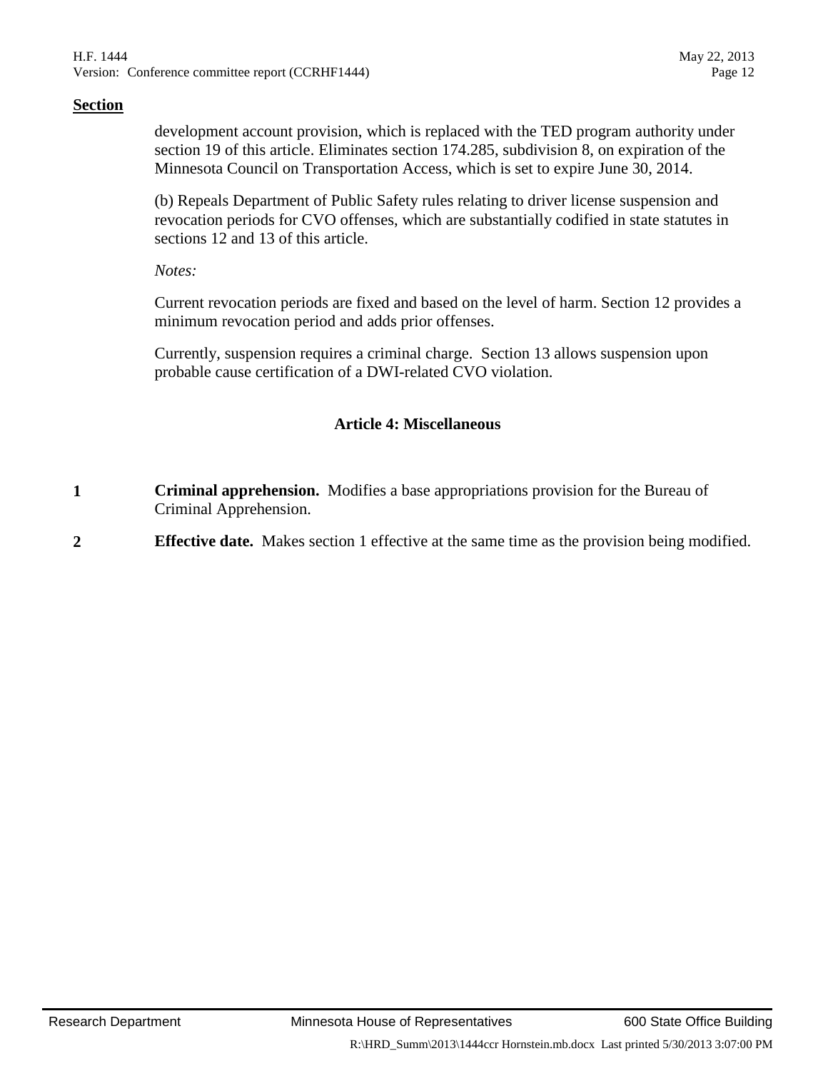**Section**

development account provision, which is replaced with the TED program authority under section 19 of this article. Eliminates section 174.285, subdivision 8, on expiration of the Minnesota Council on Transportation Access, which is set to expire June 30, 2014.

(b) Repeals Department of Public Safety rules relating to driver license suspension and revocation periods for CVO offenses, which are substantially codified in state statutes in sections 12 and 13 of this article.

*Notes:*

Current revocation periods are fixed and based on the level of harm. Section 12 provides a minimum revocation period and adds prior offenses.

Currently, suspension requires a criminal charge. Section 13 allows suspension upon probable cause certification of a DWI-related CVO violation.

## Article 4: Miscellaneous

**1** **Criminal apprehension.** Modifies a base appropriations provision for the Bureau of Criminal Apprehension.

**2** **Effective date.** Makes section 1 effective at the same time as the provision being modified.